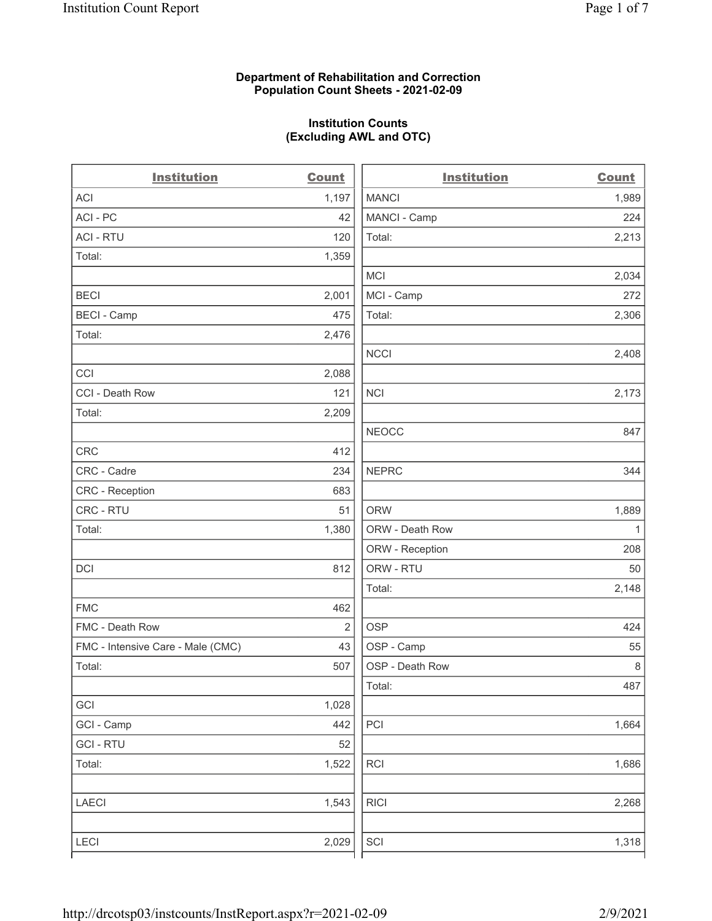**Department of Rehabilitation and Correction**
**Population Count Sheets - 2021-02-09**

**Institution Counts**
**(Excluding AWL and OTC)**

| Institution | Count |
|---|---|
| ACI | 1,197 |
| ACI - PC | 42 |
| ACI - RTU | 120 |
| Total: | 1,359 |
| | |
| BECI | 2,001 |
| BECI - Camp | 475 |
| Total: | 2,476 |
| | |
| CCI | 2,088 |
| CCI - Death Row | 121 |
| Total: | 2,209 |
| | |
| CRC | 412 |
| CRC - Cadre | 234 |
| CRC - Reception | 683 |
| CRC - RTU | 51 |
| Total: | 1,380 |
| | |
| DCI | 812 |
| | |
| FMC | 462 |
| FMC - Death Row | 2 |
| FMC - Intensive Care - Male (CMC) | 43 |
| Total: | 507 |
| | |
| GCI | 1,028 |
| GCI - Camp | 442 |
| GCI - RTU | 52 |
| Total: | 1,522 |
| | |
| LAECI | 1,543 |
| | |
| LECI | 2,029 |

| Institution | Count |
|---|---|
| MANCI | 1,989 |
| MANCI - Camp | 224 |
| Total: | 2,213 |
| | |
| MCI | 2,034 |
| MCI - Camp | 272 |
| Total: | 2,306 |
| | |
| NCCI | 2,408 |
| | |
| NCI | 2,173 |
| | |
| NEOCC | 847 |
| | |
| NEPRC | 344 |
| | |
| ORW | 1,889 |
| ORW - Death Row | 1 |
| ORW - Reception | 208 |
| ORW - RTU | 50 |
| Total: | 2,148 |
| | |
| OSP | 424 |
| OSP - Camp | 55 |
| OSP - Death Row | 8 |
| Total: | 487 |
| | |
| PCI | 1,664 |
| | |
| RCI | 1,686 |
| | |
| RICI | 2,268 |
| | |
| SCI | 1,318 |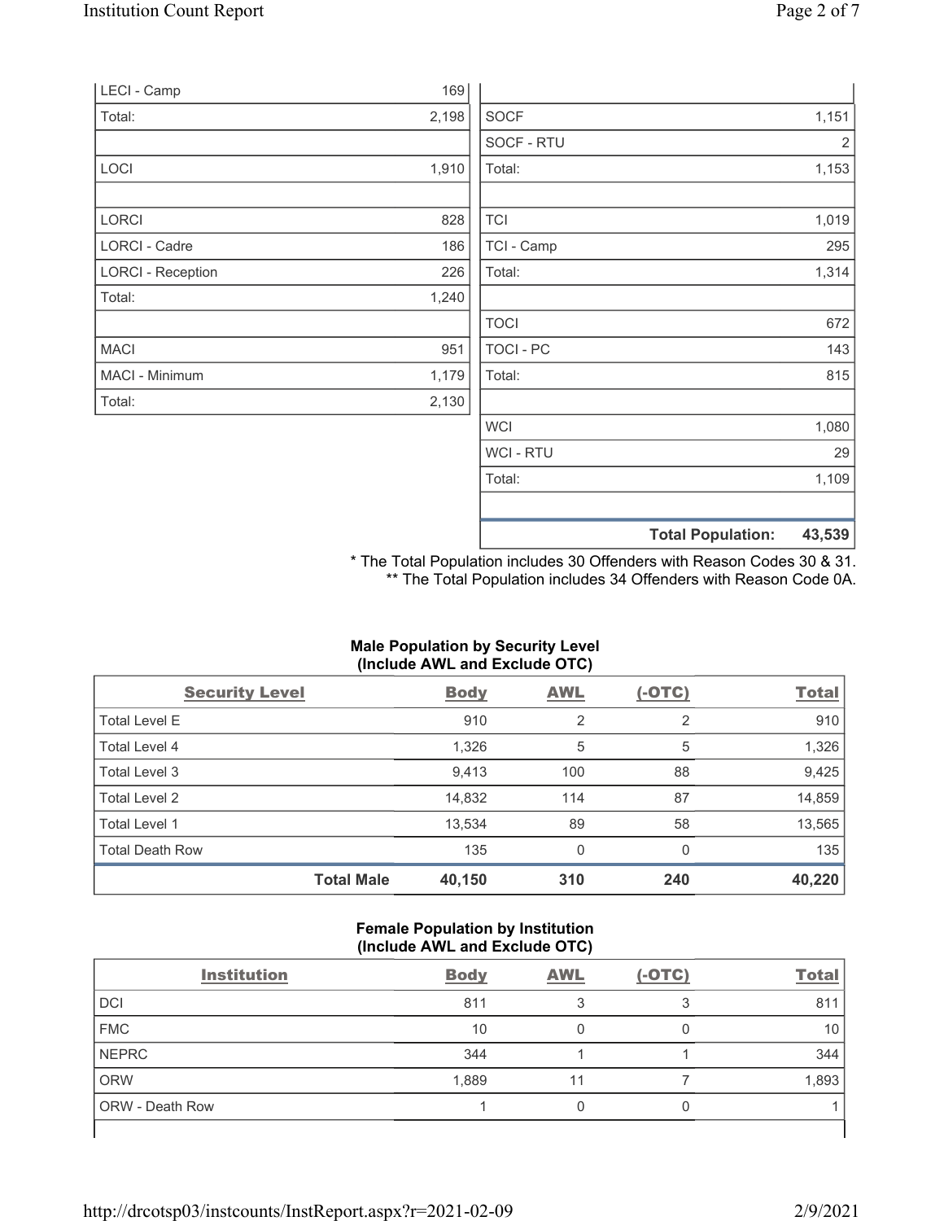| | |
|---|---|
| LECI - Camp | 169 |
| Total: | 2,198 |
| | |
| LOCI | 1,910 |
| | |
| LORCI | 828 |
| LORCI - Cadre | 186 |
| LORCI - Reception | 226 |
| Total: | 1,240 |
| | |
| MACI | 951 |
| MACI - Minimum | 1,179 |
| Total: | 2,130 |

| | |
|---|---|
| SOCF | 1,151 |
| SOCF - RTU | 2 |
| Total: | 1,153 |
| | |
| TCI | 1,019 |
| TCI - Camp | 295 |
| Total: | 1,314 |
| | |
| TOCI | 672 |
| TOCI - PC | 143 |
| Total: | 815 |
| | |
| WCI | 1,080 |
| WCI - RTU | 29 |
| Total: | 1,109 |
| | |
| **Total Population:** | **43,539** |

\* The Total Population includes 30 Offenders with Reason Codes 30 & 31.
\*\* The Total Population includes 34 Offenders with Reason Code 0A.

### Male Population by Security Level (Include AWL and Exclude OTC)

| Security Level | Body | AWL | (-OTC) | Total |
|---|---|---|---|---|
| Total Level E | 910 | 2 | 2 | 910 |
| Total Level 4 | 1,326 | 5 | 5 | 1,326 |
| Total Level 3 | 9,413 | 100 | 88 | 9,425 |
| Total Level 2 | 14,832 | 114 | 87 | 14,859 |
| Total Level 1 | 13,534 | 89 | 58 | 13,565 |
| Total Death Row | 135 | 0 | 0 | 135 |
| **Total Male** | **40,150** | **310** | **240** | **40,220** |

### Female Population by Institution (Include AWL and Exclude OTC)

| Institution | Body | AWL | (-OTC) | Total |
|---|---|---|---|---|
| DCI | 811 | 3 | 3 | 811 |
| FMC | 10 | 0 | 0 | 10 |
| NEPRC | 344 | 1 | 1 | 344 |
| ORW | 1,889 | 11 | 7 | 1,893 |
| ORW - Death Row | 1 | 0 | 0 | 1 |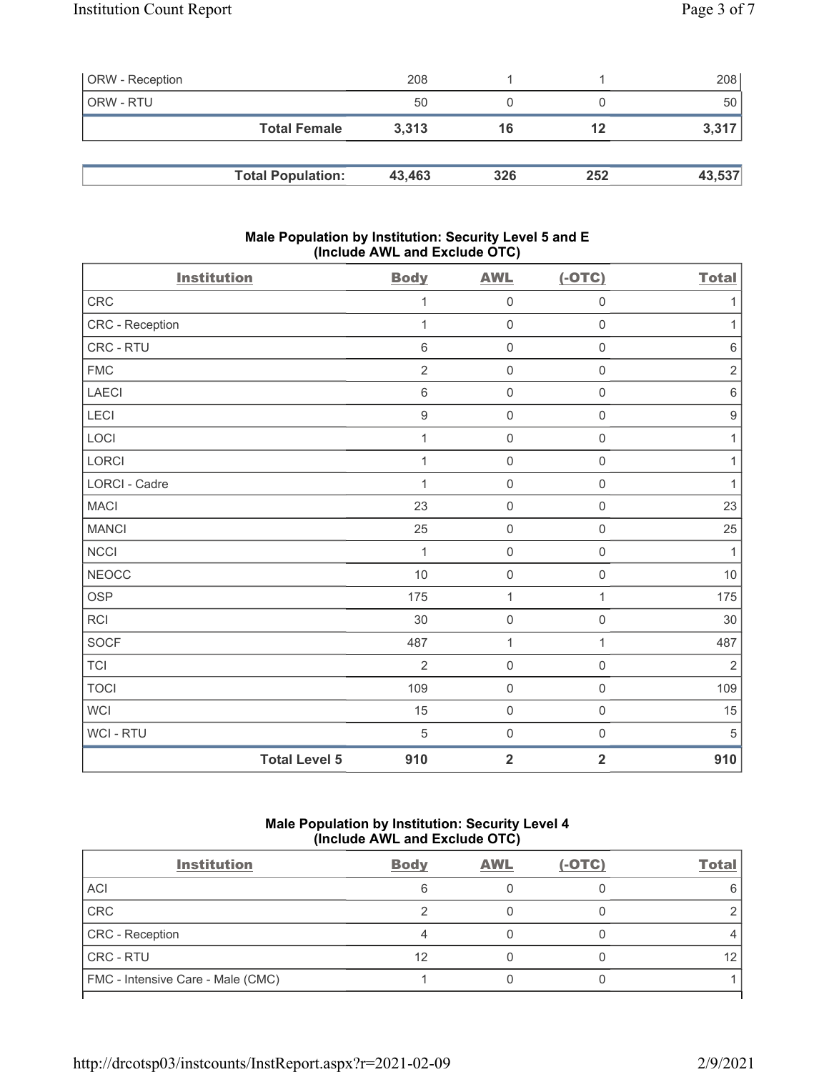| | | | | |
|---|---|---|---|---|
| ORW - Reception | 208 | 1 | 1 | 208 |
| ORW - RTU | 50 | 0 | 0 | 50 |
| **Total Female** | **3,313** | **16** | **12** | **3,317** |

| | | | | |
|---|---|---|---|---|
| **Total Population:** | **43,463** | **326** | **252** | **43,537** |

### Male Population by Institution: Security Level 5 and E (Include AWL and Exclude OTC)

| Institution | Body | AWL | (-OTC) | Total |
|---|---|---|---|---|
| CRC | 1 | 0 | 0 | 1 |
| CRC - Reception | 1 | 0 | 0 | 1 |
| CRC - RTU | 6 | 0 | 0 | 6 |
| FMC | 2 | 0 | 0 | 2 |
| LAECI | 6 | 0 | 0 | 6 |
| LECI | 9 | 0 | 0 | 9 |
| LOCI | 1 | 0 | 0 | 1 |
| LORCI | 1 | 0 | 0 | 1 |
| LORCI - Cadre | 1 | 0 | 0 | 1 |
| MACI | 23 | 0 | 0 | 23 |
| MANCI | 25 | 0 | 0 | 25 |
| NCCI | 1 | 0 | 0 | 1 |
| NEOCC | 10 | 0 | 0 | 10 |
| OSP | 175 | 1 | 1 | 175 |
| RCI | 30 | 0 | 0 | 30 |
| SOCF | 487 | 1 | 1 | 487 |
| TCI | 2 | 0 | 0 | 2 |
| TOCI | 109 | 0 | 0 | 109 |
| WCI | 15 | 0 | 0 | 15 |
| WCI - RTU | 5 | 0 | 0 | 5 |
| **Total Level 5** | **910** | **2** | **2** | **910** |

### Male Population by Institution: Security Level 4 (Include AWL and Exclude OTC)

| Institution | Body | AWL | (-OTC) | Total |
|---|---|---|---|---|
| ACI | 6 | 0 | 0 | 6 |
| CRC | 2 | 0 | 0 | 2 |
| CRC - Reception | 4 | 0 | 0 | 4 |
| CRC - RTU | 12 | 0 | 0 | 12 |
| FMC - Intensive Care - Male (CMC) | 1 | 0 | 0 | 1 |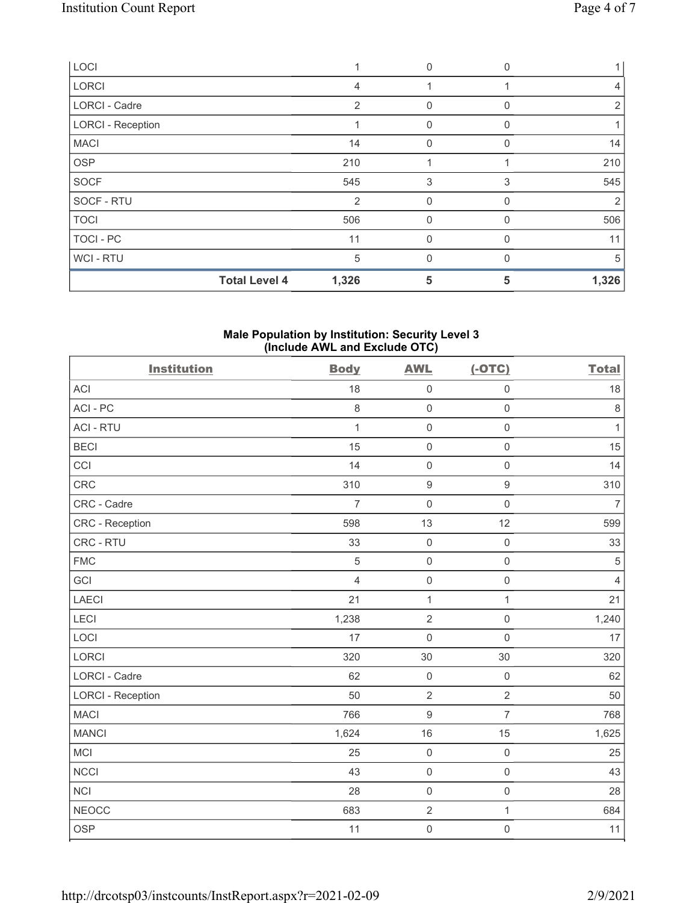| LOCI | | 1 | 0 | 0 | 1 |
|---|---|---|---|---|---|
| LORCI | | 4 | 1 | 1 | 4 |
| LORCI - Cadre | | 2 | 0 | 0 | 2 |
| LORCI - Reception | | 1 | 0 | 0 | 1 |
| MACI | | 14 | 0 | 0 | 14 |
| OSP | | 210 | 1 | 1 | 210 |
| SOCF | | 545 | 3 | 3 | 545 |
| SOCF - RTU | | 2 | 0 | 0 | 2 |
| TOCI | | 506 | 0 | 0 | 506 |
| TOCI - PC | | 11 | 0 | 0 | 11 |
| WCI - RTU | | 5 | 0 | 0 | 5 |
| | **Total Level 4** | **1,326** | **5** | **5** | **1,326** |

**Male Population by Institution: Security Level 3 (Include AWL and Exclude OTC)**

| Institution | Body | AWL | (-OTC) | Total |
|---|---|---|---|---|
| ACI | 18 | 0 | 0 | 18 |
| ACI - PC | 8 | 0 | 0 | 8 |
| ACI - RTU | 1 | 0 | 0 | 1 |
| BECI | 15 | 0 | 0 | 15 |
| CCI | 14 | 0 | 0 | 14 |
| CRC | 310 | 9 | 9 | 310 |
| CRC - Cadre | 7 | 0 | 0 | 7 |
| CRC - Reception | 598 | 13 | 12 | 599 |
| CRC - RTU | 33 | 0 | 0 | 33 |
| FMC | 5 | 0 | 0 | 5 |
| GCI | 4 | 0 | 0 | 4 |
| LAECI | 21 | 1 | 1 | 21 |
| LECI | 1,238 | 2 | 0 | 1,240 |
| LOCI | 17 | 0 | 0 | 17 |
| LORCI | 320 | 30 | 30 | 320 |
| LORCI - Cadre | 62 | 0 | 0 | 62 |
| LORCI - Reception | 50 | 2 | 2 | 50 |
| MACI | 766 | 9 | 7 | 768 |
| MANCI | 1,624 | 16 | 15 | 1,625 |
| MCI | 25 | 0 | 0 | 25 |
| NCCI | 43 | 0 | 0 | 43 |
| NCI | 28 | 0 | 0 | 28 |
| NEOCC | 683 | 2 | 1 | 684 |
| OSP | 11 | 0 | 0 | 11 |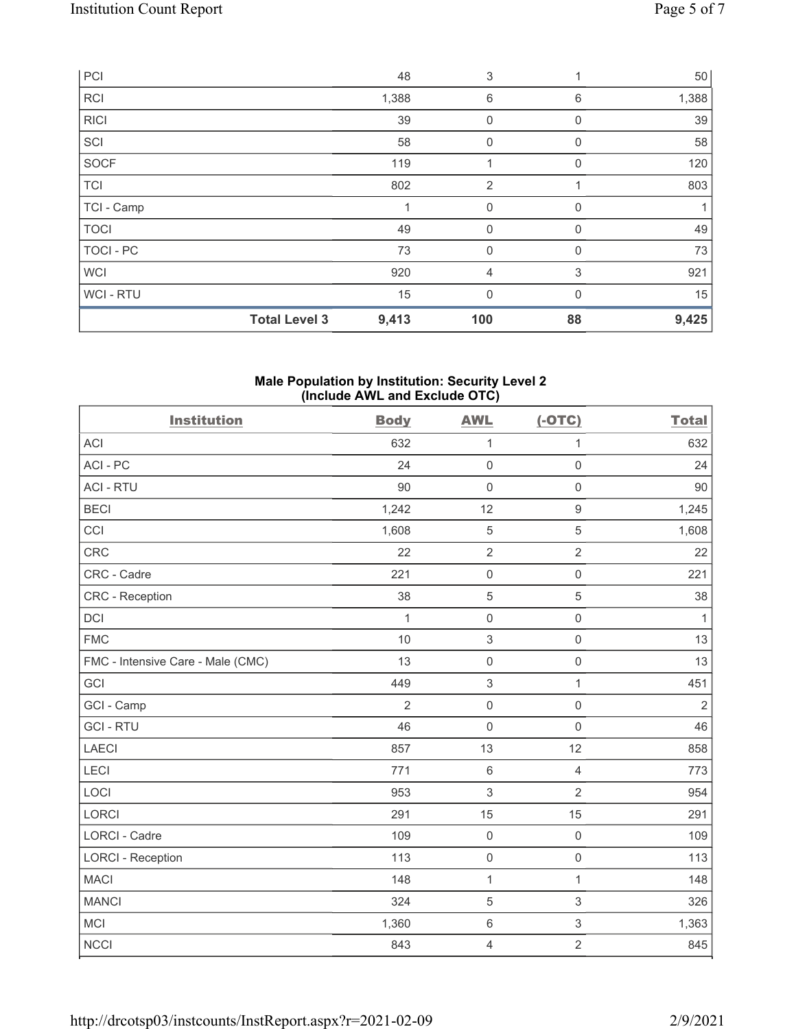| | | | | |
|---|---|---|---|---|
| PCI | 48 | 3 | 1 | 50 |
| RCI | 1,388 | 6 | 6 | 1,388 |
| RICI | 39 | 0 | 0 | 39 |
| SCI | 58 | 0 | 0 | 58 |
| SOCF | 119 | 1 | 0 | 120 |
| TCI | 802 | 2 | 1 | 803 |
| TCI - Camp | 1 | 0 | 0 | 1 |
| TOCI | 49 | 0 | 0 | 49 |
| TOCI - PC | 73 | 0 | 0 | 73 |
| WCI | 920 | 4 | 3 | 921 |
| WCI - RTU | 15 | 0 | 0 | 15 |
| **Total Level 3** | **9,413** | **100** | **88** | **9,425** |

**Male Population by Institution: Security Level 2 (Include AWL and Exclude OTC)**

| Institution | Body | AWL | (-OTC) | Total |
|---|---|---|---|---|
| ACI | 632 | 1 | 1 | 632 |
| ACI - PC | 24 | 0 | 0 | 24 |
| ACI - RTU | 90 | 0 | 0 | 90 |
| BECI | 1,242 | 12 | 9 | 1,245 |
| CCI | 1,608 | 5 | 5 | 1,608 |
| CRC | 22 | 2 | 2 | 22 |
| CRC - Cadre | 221 | 0 | 0 | 221 |
| CRC - Reception | 38 | 5 | 5 | 38 |
| DCI | 1 | 0 | 0 | 1 |
| FMC | 10 | 3 | 0 | 13 |
| FMC - Intensive Care - Male (CMC) | 13 | 0 | 0 | 13 |
| GCI | 449 | 3 | 1 | 451 |
| GCI - Camp | 2 | 0 | 0 | 2 |
| GCI - RTU | 46 | 0 | 0 | 46 |
| LAECI | 857 | 13 | 12 | 858 |
| LECI | 771 | 6 | 4 | 773 |
| LOCI | 953 | 3 | 2 | 954 |
| LORCI | 291 | 15 | 15 | 291 |
| LORCI - Cadre | 109 | 0 | 0 | 109 |
| LORCI - Reception | 113 | 0 | 0 | 113 |
| MACI | 148 | 1 | 1 | 148 |
| MANCI | 324 | 5 | 3 | 326 |
| MCI | 1,360 | 6 | 3 | 1,363 |
| NCCI | 843 | 4 | 2 | 845 |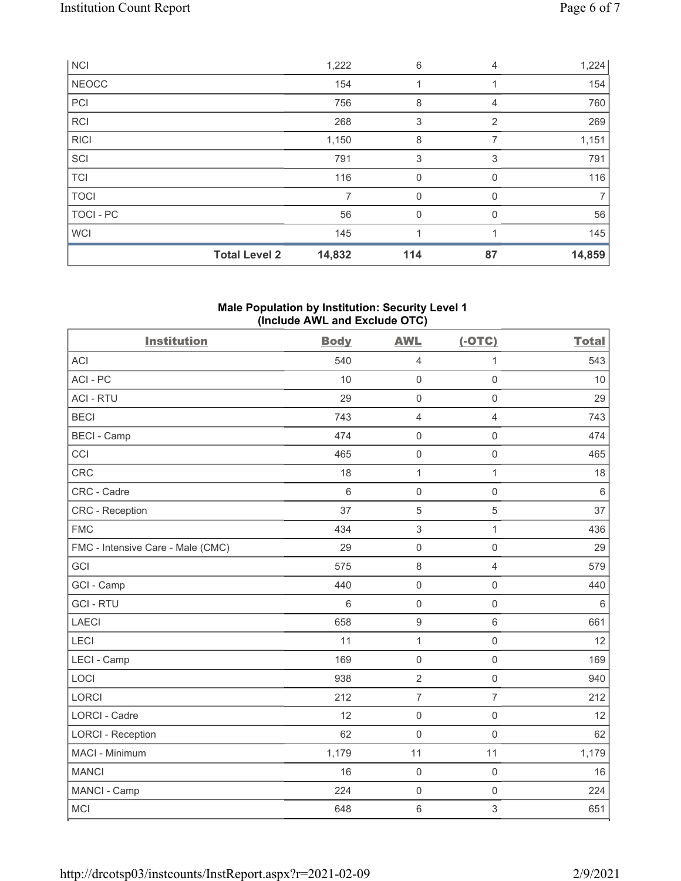| NCI | | 1,222 | 6 | 4 | 1,224 |
|---|---|---|---|---|---|
| NEOCC | | 154 | 1 | 1 | 154 |
| PCI | | 756 | 8 | 4 | 760 |
| RCI | | 268 | 3 | 2 | 269 |
| RICI | | 1,150 | 8 | 7 | 1,151 |
| SCI | | 791 | 3 | 3 | 791 |
| TCI | | 116 | 0 | 0 | 116 |
| TOCI | | 7 | 0 | 0 | 7 |
| TOCI - PC | | 56 | 0 | 0 | 56 |
| WCI | | 145 | 1 | 1 | 145 |
| | **Total Level 2** | **14,832** | **114** | **87** | **14,859** |

**Male Population by Institution: Security Level 1 (Include AWL and Exclude OTC)**

| Institution | Body | AWL | (-OTC) | Total |
|---|---|---|---|---|
| ACI | 540 | 4 | 1 | 543 |
| ACI - PC | 10 | 0 | 0 | 10 |
| ACI - RTU | 29 | 0 | 0 | 29 |
| BECI | 743 | 4 | 4 | 743 |
| BECI - Camp | 474 | 0 | 0 | 474 |
| CCI | 465 | 0 | 0 | 465 |
| CRC | 18 | 1 | 1 | 18 |
| CRC - Cadre | 6 | 0 | 0 | 6 |
| CRC - Reception | 37 | 5 | 5 | 37 |
| FMC | 434 | 3 | 1 | 436 |
| FMC - Intensive Care - Male (CMC) | 29 | 0 | 0 | 29 |
| GCI | 575 | 8 | 4 | 579 |
| GCI - Camp | 440 | 0 | 0 | 440 |
| GCI - RTU | 6 | 0 | 0 | 6 |
| LAECI | 658 | 9 | 6 | 661 |
| LECI | 11 | 1 | 0 | 12 |
| LECI - Camp | 169 | 0 | 0 | 169 |
| LOCI | 938 | 2 | 0 | 940 |
| LORCI | 212 | 7 | 7 | 212 |
| LORCI - Cadre | 12 | 0 | 0 | 12 |
| LORCI - Reception | 62 | 0 | 0 | 62 |
| MACI - Minimum | 1,179 | 11 | 11 | 1,179 |
| MANCI | 16 | 0 | 0 | 16 |
| MANCI - Camp | 224 | 0 | 0 | 224 |
| MCI | 648 | 6 | 3 | 651 |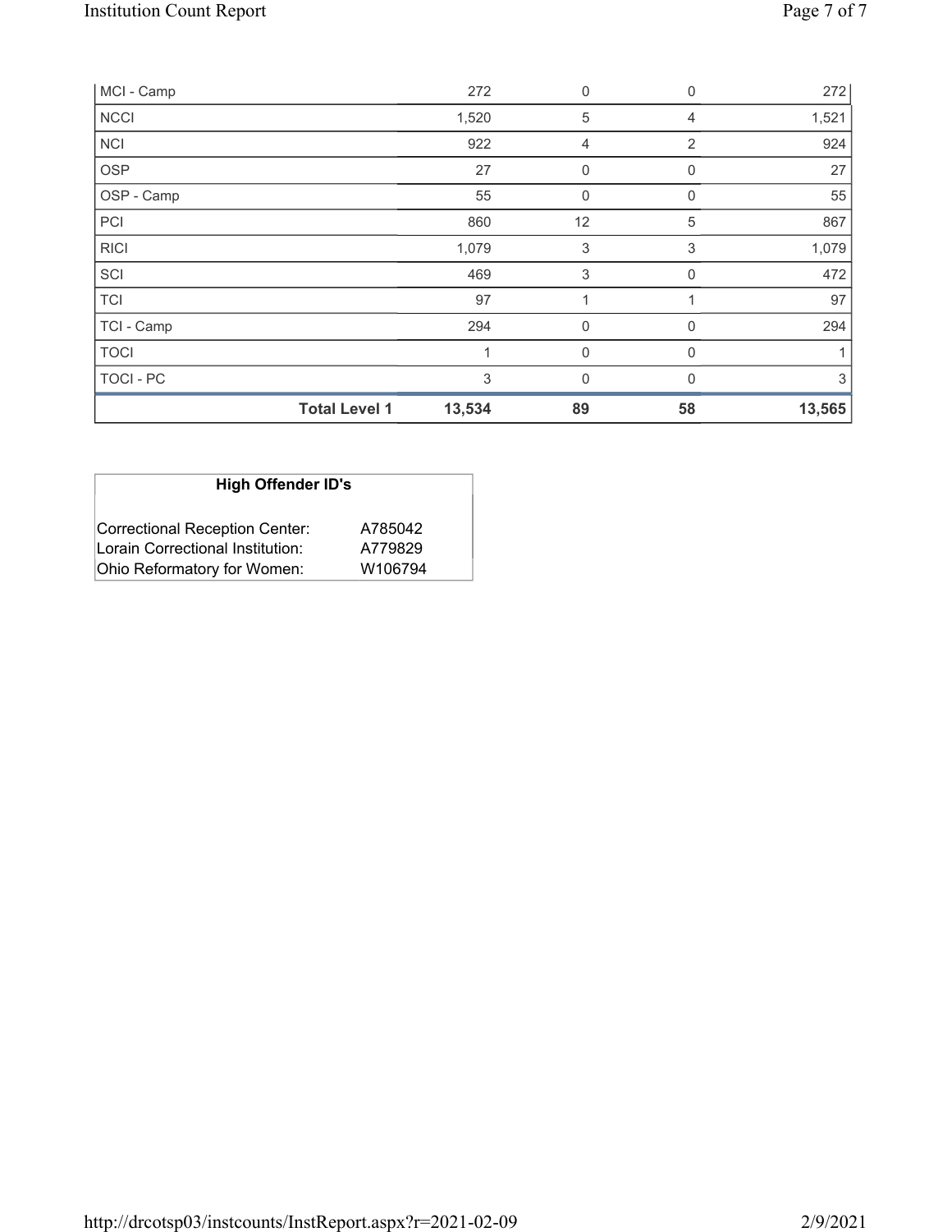| | | | | |
|---|---|---|---|---|
| MCI - Camp | 272 | 0 | 0 | 272 |
| NCCI | 1,520 | 5 | 4 | 1,521 |
| NCI | 922 | 4 | 2 | 924 |
| OSP | 27 | 0 | 0 | 27 |
| OSP - Camp | 55 | 0 | 0 | 55 |
| PCI | 860 | 12 | 5 | 867 |
| RICI | 1,079 | 3 | 3 | 1,079 |
| SCI | 469 | 3 | 0 | 472 |
| TCI | 97 | 1 | 1 | 97 |
| TCI - Camp | 294 | 0 | 0 | 294 |
| TOCI | 1 | 0 | 0 | 1 |
| TOCI - PC | 3 | 0 | 0 | 3 |
| **Total Level 1** | **13,534** | **89** | **58** | **13,565** |

| **High Offender ID's** | |
|---|---|
| Correctional Reception Center: | A785042 |
| Lorain Correctional Institution: | A779829 |
| Ohio Reformatory for Women: | W106794 |